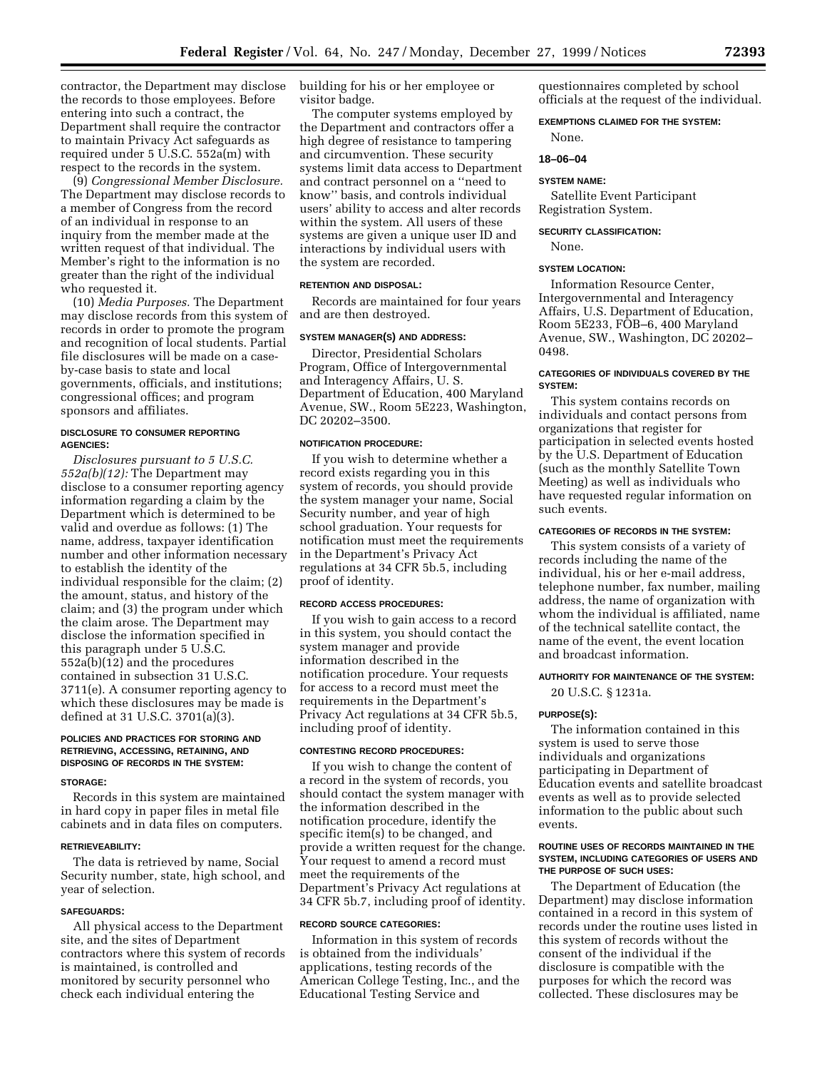contractor, the Department may disclose the records to those employees. Before entering into such a contract, the Department shall require the contractor to maintain Privacy Act safeguards as required under 5 U.S.C. 552a(m) with respect to the records in the system.

(9) *Congressional Member Disclosure.* The Department may disclose records to a member of Congress from the record of an individual in response to an inquiry from the member made at the written request of that individual. The Member's right to the information is no greater than the right of the individual who requested it.

(10) *Media Purposes.* The Department may disclose records from this system of records in order to promote the program and recognition of local students. Partial file disclosures will be made on a case-by-case basis to state and local governments, officials, and institutions; congressional offices; and program sponsors and affiliates.

#### DISCLOSURE TO CONSUMER REPORTING AGENCIES:

*Disclosures pursuant to 5 U.S.C. 552a(b)(12):* The Department may disclose to a consumer reporting agency information regarding a claim by the Department which is determined to be valid and overdue as follows: (1) The name, address, taxpayer identification number and other information necessary to establish the identity of the individual responsible for the claim; (2) the amount, status, and history of the claim; and (3) the program under which the claim arose. The Department may disclose the information specified in this paragraph under 5 U.S.C. 552a(b)(12) and the procedures contained in subsection 31 U.S.C. 3711(e). A consumer reporting agency to which these disclosures may be made is defined at 31 U.S.C. 3701(a)(3).

#### POLICIES AND PRACTICES FOR STORING AND RETRIEVING, ACCESSING, RETAINING, AND DISPOSING OF RECORDS IN THE SYSTEM:

#### STORAGE:

Records in this system are maintained in hard copy in paper files in metal file cabinets and in data files on computers.

#### RETRIEVEABILITY:

The data is retrieved by name, Social Security number, state, high school, and year of selection.

#### SAFEGUARDS:

All physical access to the Department site, and the sites of Department contractors where this system of records is maintained, is controlled and monitored by security personnel who check each individual entering the building for his or her employee or visitor badge.

The computer systems employed by the Department and contractors offer a high degree of resistance to tampering and circumvention. These security systems limit data access to Department and contract personnel on a "need to know" basis, and controls individual users' ability to access and alter records within the system. All users of these systems are given a unique user ID and interactions by individual users with the system are recorded.

#### RETENTION AND DISPOSAL:

Records are maintained for four years and are then destroyed.

#### SYSTEM MANAGER(S) AND ADDRESS:

Director, Presidential Scholars Program, Office of Intergovernmental and Interagency Affairs, U. S. Department of Education, 400 Maryland Avenue, SW., Room 5E223, Washington, DC 20202–3500.

#### NOTIFICATION PROCEDURE:

If you wish to determine whether a record exists regarding you in this system of records, you should provide the system manager your name, Social Security number, and year of high school graduation. Your requests for notification must meet the requirements in the Department's Privacy Act regulations at 34 CFR 5b.5, including proof of identity.

#### RECORD ACCESS PROCEDURES:

If you wish to gain access to a record in this system, you should contact the system manager and provide information described in the notification procedure. Your requests for access to a record must meet the requirements in the Department's Privacy Act regulations at 34 CFR 5b.5, including proof of identity.

#### CONTESTING RECORD PROCEDURES:

If you wish to change the content of a record in the system of records, you should contact the system manager with the information described in the notification procedure, identify the specific item(s) to be changed, and provide a written request for the change. Your request to amend a record must meet the requirements of the Department's Privacy Act regulations at 34 CFR 5b.7, including proof of identity.

#### RECORD SOURCE CATEGORIES:

Information in this system of records is obtained from the individuals' applications, testing records of the American College Testing, Inc., and the Educational Testing Service and questionnaires completed by school officials at the request of the individual.

#### EXEMPTIONS CLAIMED FOR THE SYSTEM:

None.

### 18–06–04

#### SYSTEM NAME:

Satellite Event Participant Registration System.

#### SECURITY CLASSIFICATION:

None.

#### SYSTEM LOCATION:

Information Resource Center, Intergovernmental and Interagency Affairs, U.S. Department of Education, Room 5E233, FOB–6, 400 Maryland Avenue, SW., Washington, DC 20202–0498.

#### CATEGORIES OF INDIVIDUALS COVERED BY THE SYSTEM:

This system contains records on individuals and contact persons from organizations that register for participation in selected events hosted by the U.S. Department of Education (such as the monthly Satellite Town Meeting) as well as individuals who have requested regular information on such events.

#### CATEGORIES OF RECORDS IN THE SYSTEM:

This system consists of a variety of records including the name of the individual, his or her e-mail address, telephone number, fax number, mailing address, the name of organization with whom the individual is affiliated, name of the technical satellite contact, the name of the event, the event location and broadcast information.

#### AUTHORITY FOR MAINTENANCE OF THE SYSTEM:

20 U.S.C. § 1231a.

#### PURPOSE(S):

The information contained in this system is used to serve those individuals and organizations participating in Department of Education events and satellite broadcast events as well as to provide selected information to the public about such events.

#### ROUTINE USES OF RECORDS MAINTAINED IN THE SYSTEM, INCLUDING CATEGORIES OF USERS AND THE PURPOSE OF SUCH USES:

The Department of Education (the Department) may disclose information contained in a record in this system of records under the routine uses listed in this system of records without the consent of the individual if the disclosure is compatible with the purposes for which the record was collected. These disclosures may be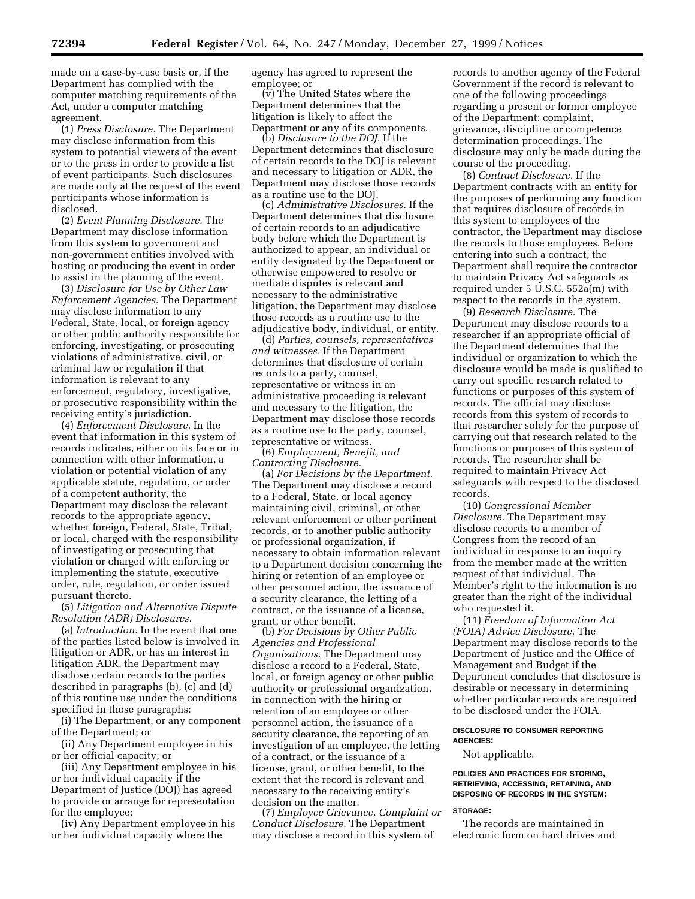made on a case-by-case basis or, if the Department has complied with the computer matching requirements of the Act, under a computer matching agreement.

(1) *Press Disclosure.* The Department may disclose information from this system to potential viewers of the event or to the press in order to provide a list of event participants. Such disclosures are made only at the request of the event participants whose information is disclosed.

(2) *Event Planning Disclosure.* The Department may disclose information from this system to government and non-government entities involved with hosting or producing the event in order to assist in the planning of the event.

(3) *Disclosure for Use by Other Law Enforcement Agencies.* The Department may disclose information to any Federal, State, local, or foreign agency or other public authority responsible for enforcing, investigating, or prosecuting violations of administrative, civil, or criminal law or regulation if that information is relevant to any enforcement, regulatory, investigative, or prosecutive responsibility within the receiving entity's jurisdiction.

(4) *Enforcement Disclosure.* In the event that information in this system of records indicates, either on its face or in connection with other information, a violation or potential violation of any applicable statute, regulation, or order of a competent authority, the Department may disclose the relevant records to the appropriate agency, whether foreign, Federal, State, Tribal, or local, charged with the responsibility of investigating or prosecuting that violation or charged with enforcing or implementing the statute, executive order, rule, regulation, or order issued pursuant thereto.

(5) *Litigation and Alternative Dispute Resolution (ADR) Disclosures.*

(a) *Introduction.* In the event that one of the parties listed below is involved in litigation or ADR, or has an interest in litigation ADR, the Department may disclose certain records to the parties described in paragraphs (b), (c) and (d) of this routine use under the conditions specified in those paragraphs:

(i) The Department, or any component of the Department; or

(ii) Any Department employee in his or her official capacity; or

(iii) Any Department employee in his or her individual capacity if the Department of Justice (DOJ) has agreed to provide or arrange for representation for the employee;

(iv) Any Department employee in his or her individual capacity where the agency has agreed to represent the employee; or

(v) The United States where the Department determines that the litigation is likely to affect the Department or any of its components.

(b) *Disclosure to the DOJ.* If the Department determines that disclosure of certain records to the DOJ is relevant and necessary to litigation or ADR, the Department may disclose those records as a routine use to the DOJ.

(c) *Administrative Disclosures.* If the Department determines that disclosure of certain records to an adjudicative body before which the Department is authorized to appear, an individual or entity designated by the Department or otherwise empowered to resolve or mediate disputes is relevant and necessary to the administrative litigation, the Department may disclose those records as a routine use to the adjudicative body, individual, or entity.

(d) *Parties, counsels, representatives and witnesses.* If the Department determines that disclosure of certain records to a party, counsel, representative or witness in an administrative proceeding is relevant and necessary to the litigation, the Department may disclose those records as a routine use to the party, counsel, representative or witness.

(6) *Employment, Benefit, and Contracting Disclosure.*

(a) *For Decisions by the Department.* The Department may disclose a record to a Federal, State, or local agency maintaining civil, criminal, or other relevant enforcement or other pertinent records, or to another public authority or professional organization, if necessary to obtain information relevant to a Department decision concerning the hiring or retention of an employee or other personnel action, the issuance of a security clearance, the letting of a contract, or the issuance of a license, grant, or other benefit.

(b) *For Decisions by Other Public Agencies and Professional Organizations.* The Department may disclose a record to a Federal, State, local, or foreign agency or other public authority or professional organization, in connection with the hiring or retention of an employee or other personnel action, the issuance of a security clearance, the reporting of an investigation of an employee, the letting of a contract, or the issuance of a license, grant, or other benefit, to the extent that the record is relevant and necessary to the receiving entity's decision on the matter.

(7) *Employee Grievance, Complaint or Conduct Disclosure.* The Department may disclose a record in this system of records to another agency of the Federal Government if the record is relevant to one of the following proceedings regarding a present or former employee of the Department: complaint, grievance, discipline or competence determination proceedings. The disclosure may only be made during the course of the proceeding.

(8) *Contract Disclosure.* If the Department contracts with an entity for the purposes of performing any function that requires disclosure of records in this system to employees of the contractor, the Department may disclose the records to those employees. Before entering into such a contract, the Department shall require the contractor to maintain Privacy Act safeguards as required under 5 U.S.C. 552a(m) with respect to the records in the system.

(9) *Research Disclosure.* The Department may disclose records to a researcher if an appropriate official of the Department determines that the individual or organization to which the disclosure would be made is qualified to carry out specific research related to functions or purposes of this system of records. The official may disclose records from this system of records to that researcher solely for the purpose of carrying out that research related to the functions or purposes of this system of records. The researcher shall be required to maintain Privacy Act safeguards with respect to the disclosed records.

(10) *Congressional Member Disclosure.* The Department may disclose records to a member of Congress from the record of an individual in response to an inquiry from the member made at the written request of that individual. The Member's right to the information is no greater than the right of the individual who requested it.

(11) *Freedom of Information Act (FOIA) Advice Disclosure.* The Department may disclose records to the Department of Justice and the Office of Management and Budget if the Department concludes that disclosure is desirable or necessary in determining whether particular records are required to be disclosed under the FOIA.

#### DISCLOSURE TO CONSUMER REPORTING AGENCIES:

Not applicable.

#### POLICIES AND PRACTICES FOR STORING, RETRIEVING, ACCESSING, RETAINING, AND DISPOSING OF RECORDS IN THE SYSTEM:

#### STORAGE:

The records are maintained in electronic form on hard drives and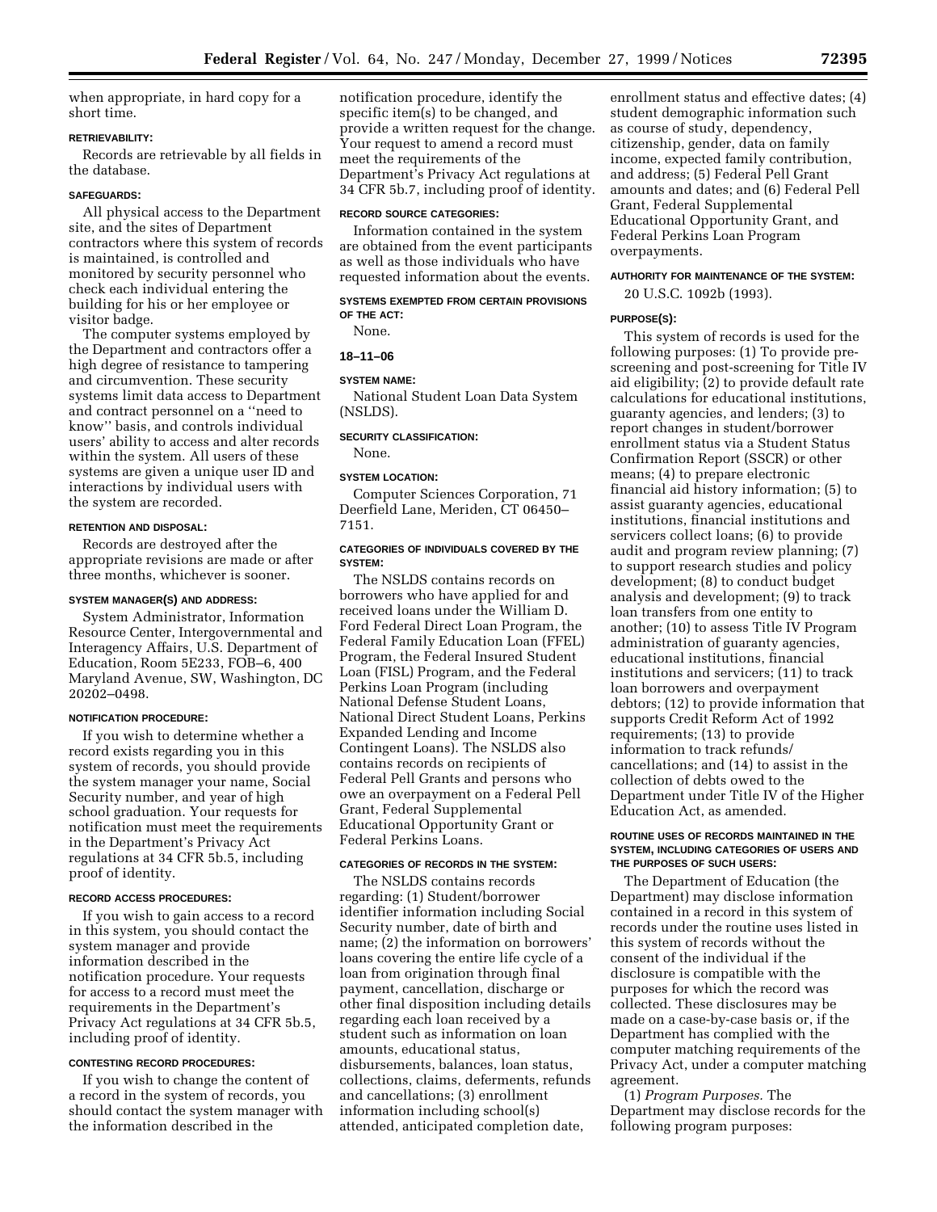when appropriate, in hard copy for a short time.

#### RETRIEVABILITY:

Records are retrievable by all fields in the database.

#### SAFEGUARDS:

All physical access to the Department site, and the sites of Department contractors where this system of records is maintained, is controlled and monitored by security personnel who check each individual entering the building for his or her employee or visitor badge.

The computer systems employed by the Department and contractors offer a high degree of resistance to tampering and circumvention. These security systems limit data access to Department and contract personnel on a ''need to know'' basis, and controls individual users' ability to access and alter records within the system. All users of these systems are given a unique user ID and interactions by individual users with the system are recorded.

#### RETENTION AND DISPOSAL:

Records are destroyed after the appropriate revisions are made or after three months, whichever is sooner.

#### SYSTEM MANAGER(S) AND ADDRESS:

System Administrator, Information Resource Center, Intergovernmental and Interagency Affairs, U.S. Department of Education, Room 5E233, FOB–6, 400 Maryland Avenue, SW, Washington, DC 20202–0498.

#### NOTIFICATION PROCEDURE:

If you wish to determine whether a record exists regarding you in this system of records, you should provide the system manager your name, Social Security number, and year of high school graduation. Your requests for notification must meet the requirements in the Department's Privacy Act regulations at 34 CFR 5b.5, including proof of identity.

#### RECORD ACCESS PROCEDURES:

If you wish to gain access to a record in this system, you should contact the system manager and provide information described in the notification procedure. Your requests for access to a record must meet the requirements in the Department's Privacy Act regulations at 34 CFR 5b.5, including proof of identity.

#### CONTESTING RECORD PROCEDURES:

If you wish to change the content of a record in the system of records, you should contact the system manager with the information described in the notification procedure, identify the specific item(s) to be changed, and provide a written request for the change. Your request to amend a record must meet the requirements of the Department's Privacy Act regulations at 34 CFR 5b.7, including proof of identity.

#### RECORD SOURCE CATEGORIES:

Information contained in the system are obtained from the event participants as well as those individuals who have requested information about the events.

#### SYSTEMS EXEMPTED FROM CERTAIN PROVISIONS OF THE ACT:

None.

### 18–11–06

#### SYSTEM NAME:

National Student Loan Data System (NSLDS).

#### SECURITY CLASSIFICATION:

None.

#### SYSTEM LOCATION:

Computer Sciences Corporation, 71 Deerfield Lane, Meriden, CT 06450–7151.

#### CATEGORIES OF INDIVIDUALS COVERED BY THE SYSTEM:

The NSLDS contains records on borrowers who have applied for and received loans under the William D. Ford Federal Direct Loan Program, the Federal Family Education Loan (FFEL) Program, the Federal Insured Student Loan (FISL) Program, and the Federal Perkins Loan Program (including National Defense Student Loans, National Direct Student Loans, Perkins Expanded Lending and Income Contingent Loans). The NSLDS also contains records on recipients of Federal Pell Grants and persons who owe an overpayment on a Federal Pell Grant, Federal Supplemental Educational Opportunity Grant or Federal Perkins Loans.

#### CATEGORIES OF RECORDS IN THE SYSTEM:

The NSLDS contains records regarding: (1) Student/borrower identifier information including Social Security number, date of birth and name; (2) the information on borrowers' loans covering the entire life cycle of a loan from origination through final payment, cancellation, discharge or other final disposition including details regarding each loan received by a student such as information on loan amounts, educational status, disbursements, balances, loan status, collections, claims, deferments, refunds and cancellations; (3) enrollment information including school(s) attended, anticipated completion date, enrollment status and effective dates; (4) student demographic information such as course of study, dependency, citizenship, gender, data on family income, expected family contribution, and address; (5) Federal Pell Grant amounts and dates; and (6) Federal Pell Grant, Federal Supplemental Educational Opportunity Grant, and Federal Perkins Loan Program overpayments.

#### AUTHORITY FOR MAINTENANCE OF THE SYSTEM:

20 U.S.C. 1092b (1993).

#### PURPOSE(S):

This system of records is used for the following purposes: (1) To provide pre-screening and post-screening for Title IV aid eligibility; (2) to provide default rate calculations for educational institutions, guaranty agencies, and lenders; (3) to report changes in student/borrower enrollment status via a Student Status Confirmation Report (SSCR) or other means; (4) to prepare electronic financial aid history information; (5) to assist guaranty agencies, educational institutions, financial institutions and servicers collect loans; (6) to provide audit and program review planning; (7) to support research studies and policy development; (8) to conduct budget analysis and development; (9) to track loan transfers from one entity to another; (10) to assess Title IV Program administration of guaranty agencies, educational institutions, financial institutions and servicers; (11) to track loan borrowers and overpayment debtors; (12) to provide information that supports Credit Reform Act of 1992 requirements; (13) to provide information to track refunds/cancellations; and (14) to assist in the collection of debts owed to the Department under Title IV of the Higher Education Act, as amended.

#### ROUTINE USES OF RECORDS MAINTAINED IN THE SYSTEM, INCLUDING CATEGORIES OF USERS AND THE PURPOSES OF SUCH USERS:

The Department of Education (the Department) may disclose information contained in a record in this system of records under the routine uses listed in this system of records without the consent of the individual if the disclosure is compatible with the purposes for which the record was collected. These disclosures may be made on a case-by-case basis or, if the Department has complied with the computer matching requirements of the Privacy Act, under a computer matching agreement.

(1) *Program Purposes.* The Department may disclose records for the following program purposes: